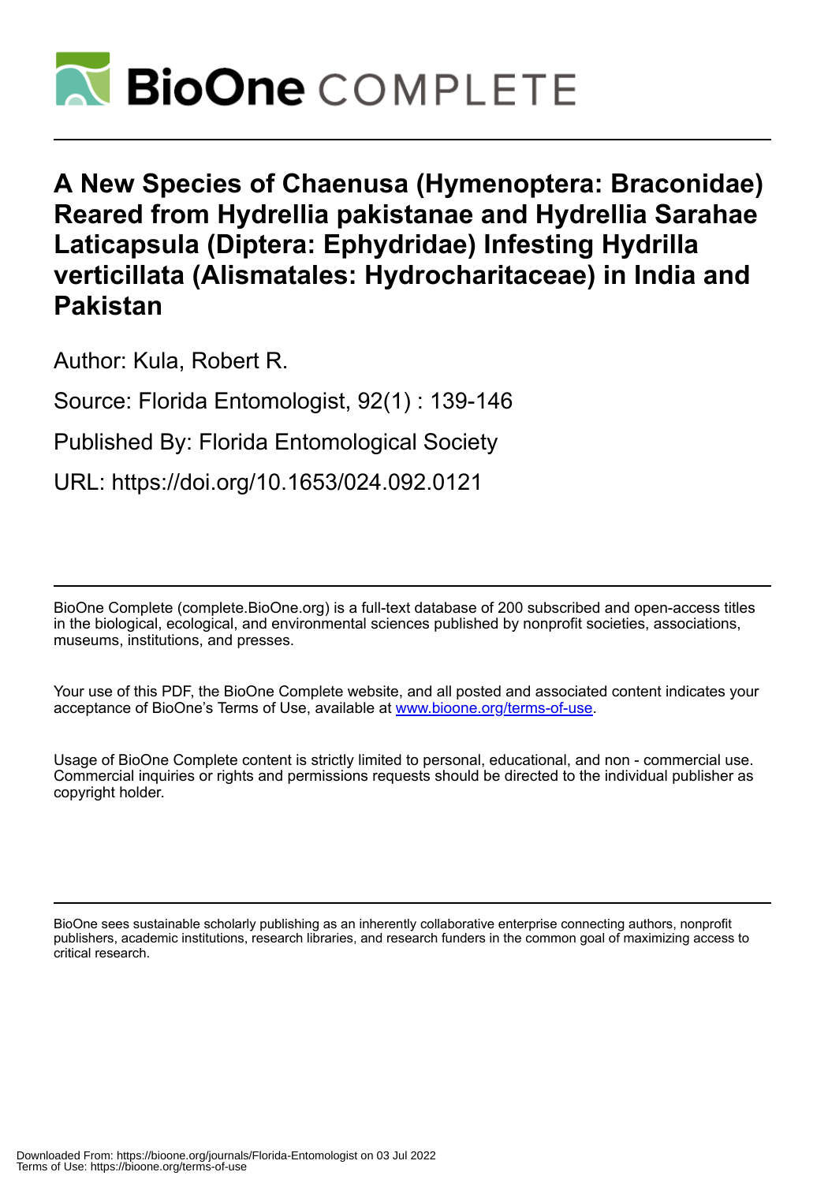# A New Species of Chaenusa (Hymenoptera: Braconidae) Reared from Hydrellia pakistanae and Hydrellia Sarahae Laticapsula (Diptera: Ephydridae) Infesting Hydrilla verticillata (Alismatales: Hydrocharitaceae) in India and Pakistan

Author: Kula, Robert R.

Source: Florida Entomologist, 92(1) : 139-146

Published By: Florida Entomological Society

URL: https://doi.org/10.1653/024.092.0121

BioOne Complete (complete.BioOne.org) is a full-text database of 200 subscribed and open-access titles in the biological, ecological, and environmental sciences published by nonprofit societies, associations, museums, institutions, and presses.

Your use of this PDF, the BioOne Complete website, and all posted and associated content indicates your acceptance of BioOne's Terms of Use, available at www.bioone.org/terms-of-use.

Usage of BioOne Complete content is strictly limited to personal, educational, and non - commercial use. Commercial inquiries or rights and permissions requests should be directed to the individual publisher as copyright holder.

BioOne sees sustainable scholarly publishing as an inherently collaborative enterprise connecting authors, nonprofit publishers, academic institutions, research libraries, and research funders in the common goal of maximizing access to critical research.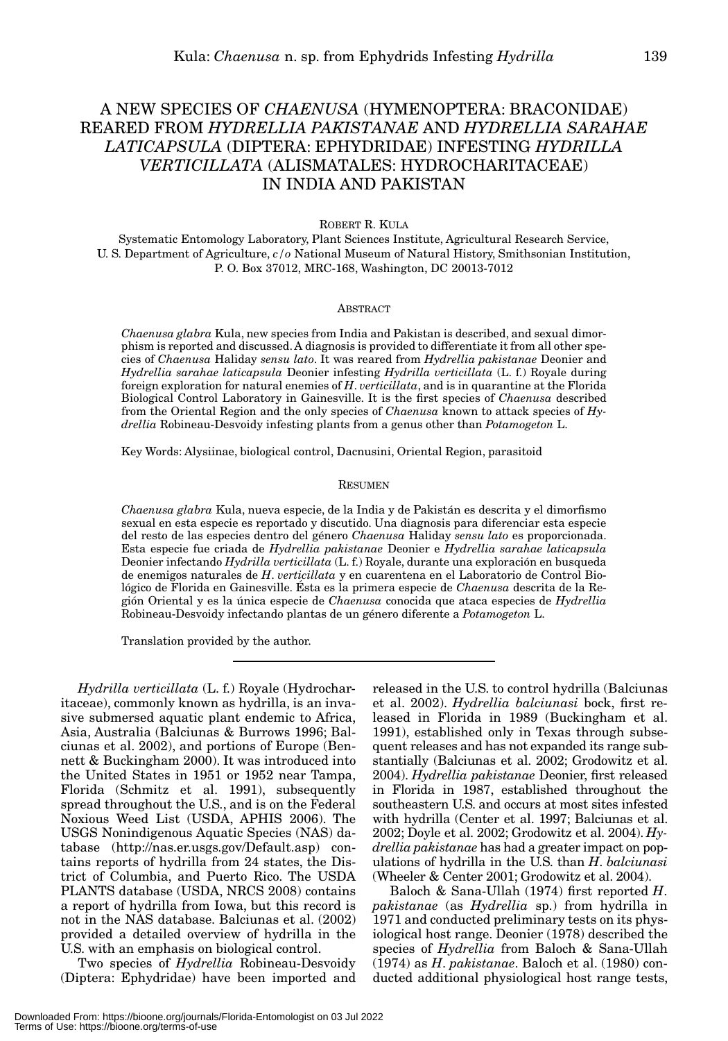# A NEW SPECIES OF *CHAENUSA* (HYMENOPTERA: BRACONIDAE) REARED FROM *HYDRELLIA PAKISTANAE* AND *HYDRELLIA SARAHAE LATICAPSULA* (DIPTERA: EPHYDRIDAE) INFESTING *HYDRILLA VERTICILLATA* (ALISMATALES: HYDROCHARITACEAE) IN INDIA AND PAKISTAN

ROBERT R. KULA

Systematic Entomology Laboratory, Plant Sciences Institute, Agricultural Research Service,
U. S. Department of Agriculture, *c/o* National Museum of Natural History, Smithsonian Institution,
P. O. Box 37012, MRC-168, Washington, DC 20013-7012

## ABSTRACT

*Chaenusa glabra* Kula, new species from India and Pakistan is described, and sexual dimorphism is reported and discussed. A diagnosis is provided to differentiate it from all other species of *Chaenusa* Haliday *sensu lato*. It was reared from *Hydrellia pakistanae* Deonier and *Hydrellia sarahae laticapsula* Deonier infesting *Hydrilla verticillata* (L. f.) Royale during foreign exploration for natural enemies of *H. verticillata*, and is in quarantine at the Florida Biological Control Laboratory in Gainesville. It is the first species of *Chaenusa* described from the Oriental Region and the only species of *Chaenusa* known to attack species of *Hydrellia* Robineau-Desvoidy infesting plants from a genus other than *Potamogeton* L.

Key Words: Alysiinae, biological control, Dacnusini, Oriental Region, parasitoid

## RESUMEN

*Chaenusa glabra* Kula, nueva especie, de la India y de Pakistán es descrita y el dimorfismo sexual en esta especie es reportado y discutido. Una diagnosis para diferenciar esta especie del resto de las especies dentro del género *Chaenusa* Haliday *sensu lato* es proporcionada. Esta especie fue criada de *Hydrellia pakistanae* Deonier e *Hydrellia sarahae laticapsula* Deonier infectando *Hydrilla verticillata* (L. f.) Royale, durante una exploración en busqueda de enemigos naturales de *H. verticillata* y en cuarentena en el Laboratorio de Control Biológico de Florida en Gainesville. Ésta es la primera especie de *Chaenusa* descrita de la Región Oriental y es la única especie de *Chaenusa* conocida que ataca especies de *Hydrellia* Robineau-Desvoidy infectando plantas de un género diferente a *Potamogeton* L.

Translation provided by the author.

---

*Hydrilla verticillata* (L. f.) Royale (Hydrocharitaceae), commonly known as hydrilla, is an invasive submersed aquatic plant endemic to Africa, Asia, Australia (Balciunas & Burrows 1996; Balciunas et al. 2002), and portions of Europe (Bennett & Buckingham 2000). It was introduced into the United States in 1951 or 1952 near Tampa, Florida (Schmitz et al. 1991), subsequently spread throughout the U.S., and is on the Federal Noxious Weed List (USDA, APHIS 2006). The USGS Nonindigenous Aquatic Species (NAS) database (http://nas.er.usgs.gov/Default.asp) contains reports of hydrilla from 24 states, the District of Columbia, and Puerto Rico. The USDA PLANTS database (USDA, NRCS 2008) contains a report of hydrilla from Iowa, but this record is not in the NAS database. Balciunas et al. (2002) provided a detailed overview of hydrilla in the U.S. with an emphasis on biological control.

Two species of *Hydrellia* Robineau-Desvoidy (Diptera: Ephydridae) have been imported and released in the U.S. to control hydrilla (Balciunas et al. 2002). *Hydrellia balciunasi* bock, first released in Florida in 1989 (Buckingham et al. 1991), established only in Texas through subsequent releases and has not expanded its range substantially (Balciunas et al. 2002; Grodowitz et al. 2004). *Hydrellia pakistanae* Deonier, first released in Florida in 1987, established throughout the southeastern U.S. and occurs at most sites infested with hydrilla (Center et al. 1997; Balciunas et al. 2002; Doyle et al. 2002; Grodowitz et al. 2004). *Hydrellia pakistanae* has had a greater impact on populations of hydrilla in the U.S. than *H. balciunasi* (Wheeler & Center 2001; Grodowitz et al. 2004).

Baloch & Sana-Ullah (1974) first reported *H. pakistanae* (as *Hydrellia* sp.) from hydrilla in 1971 and conducted preliminary tests on its physiological host range. Deonier (1978) described the species of *Hydrellia* from Baloch & Sana-Ullah (1974) as *H. pakistanae*. Baloch et al. (1980) conducted additional physiological host range tests,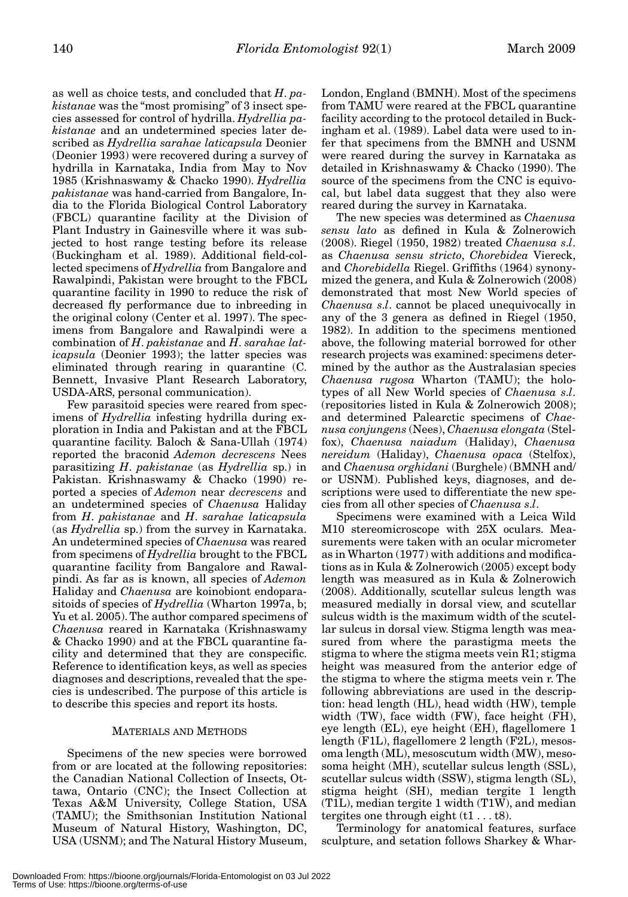as well as choice tests, and concluded that *H. pakistanae* was the "most promising" of 3 insect species assessed for control of hydrilla. *Hydrellia pakistanae* and an undetermined species later described as *Hydrellia sarahae laticapsula* Deonier (Deonier 1993) were recovered during a survey of hydrilla in Karnataka, India from May to Nov 1985 (Krishnaswamy & Chacko 1990). *Hydrellia pakistanae* was hand-carried from Bangalore, India to the Florida Biological Control Laboratory (FBCL) quarantine facility at the Division of Plant Industry in Gainesville where it was subjected to host range testing before its release (Buckingham et al. 1989). Additional field-collected specimens of *Hydrellia* from Bangalore and Rawalpindi, Pakistan were brought to the FBCL quarantine facility in 1990 to reduce the risk of decreased fly performance due to inbreeding in the original colony (Center et al. 1997). The specimens from Bangalore and Rawalpindi were a combination of *H. pakistanae* and *H. sarahae laticapsula* (Deonier 1993); the latter species was eliminated through rearing in quarantine (C. Bennett, Invasive Plant Research Laboratory, USDA-ARS, personal communication).

Few parasitoid species were reared from specimens of *Hydrellia* infesting hydrilla during exploration in India and Pakistan and at the FBCL quarantine facility. Baloch & Sana-Ullah (1974) reported the braconid *Ademon decrescens* Nees parasitizing *H. pakistanae* (as *Hydrellia* sp.) in Pakistan. Krishnaswamy & Chacko (1990) reported a species of *Ademon* near *decrescens* and an undetermined species of *Chaenusa* Haliday from *H. pakistanae* and *H. sarahae laticapsula* (as *Hydrellia* sp.) from the survey in Karnataka. An undetermined species of *Chaenusa* was reared from specimens of *Hydrellia* brought to the FBCL quarantine facility from Bangalore and Rawalpindi. As far as is known, all species of *Ademon* Haliday and *Chaenusa* are koinobiont endoparasitoids of species of *Hydrellia* (Wharton 1997a, b; Yu et al. 2005). The author compared specimens of *Chaenusa* reared in Karnataka (Krishnaswamy & Chacko 1990) and at the FBCL quarantine facility and determined that they are conspecific. Reference to identification keys, as well as species diagnoses and descriptions, revealed that the species is undescribed. The purpose of this article is to describe this species and report its hosts.

## MATERIALS AND METHODS

Specimens of the new species were borrowed from or are located at the following repositories: the Canadian National Collection of Insects, Ottawa, Ontario (CNC); the Insect Collection at Texas A&M University, College Station, USA (TAMU); the Smithsonian Institution National Museum of Natural History, Washington, DC, USA (USNM); and The Natural History Museum, London, England (BMNH). Most of the specimens from TAMU were reared at the FBCL quarantine facility according to the protocol detailed in Buckingham et al. (1989). Label data were used to infer that specimens from the BMNH and USNM were reared during the survey in Karnataka as detailed in Krishnaswamy & Chacko (1990). The source of the specimens from the CNC is equivocal, but label data suggest that they also were reared during the survey in Karnataka.

The new species was determined as *Chaenusa sensu lato* as defined in Kula & Zolnerowich (2008). Riegel (1950, 1982) treated *Chaenusa s.l.* as *Chaenusa sensu stricto*, *Chorebidea* Viereck, and *Chorebidella* Riegel. Griffiths (1964) synonymized the genera, and Kula & Zolnerowich (2008) demonstrated that most New World species of *Chaenusa s.l.* cannot be placed unequivocally in any of the 3 genera as defined in Riegel (1950, 1982). In addition to the specimens mentioned above, the following material borrowed for other research projects was examined: specimens determined by the author as the Australasian species *Chaenusa rugosa* Wharton (TAMU); the holotypes of all New World species of *Chaenusa s.l.* (repositories listed in Kula & Zolnerowich 2008); and determined Palearctic specimens of *Chaenusa conjungens* (Nees), *Chaenusa elongata* (Stelfox), *Chaenusa naiadum* (Haliday), *Chaenusa nereidum* (Haliday), *Chaenusa opaca* (Stelfox), and *Chaenusa orghidani* (Burghele) (BMNH and/or USNM). Published keys, diagnoses, and descriptions were used to differentiate the new species from all other species of *Chaenusa s.l.*

Specimens were examined with a Leica Wild M10 stereomicroscope with 25X oculars. Measurements were taken with an ocular micrometer as in Wharton (1977) with additions and modifications as in Kula & Zolnerowich (2005) except body length was measured as in Kula & Zolnerowich (2008). Additionally, scutellar sulcus length was measured medially in dorsal view, and scutellar sulcus width is the maximum width of the scutellar sulcus in dorsal view. Stigma length was measured from where the parastigma meets the stigma to where the stigma meets vein R1; stigma height was measured from the anterior edge of the stigma to where the stigma meets vein r. The following abbreviations are used in the description: head length (HL), head width (HW), temple width (TW), face width (FW), face height (FH), eye length (EL), eye height (EH), flagellomere 1 length (F1L), flagellomere 2 length (F2L), mesosoma length (ML), mesoscutum width (MW), mesosoma height (MH), scutellar sulcus length (SSL), scutellar sulcus width (SSW), stigma length (SL), stigma height (SH), median tergite 1 length (T1L), median tergite 1 width (T1W), and median tergites one through eight (t1 . . . t8).

Terminology for anatomical features, surface sculpture, and setation follows Sharkey & Whar-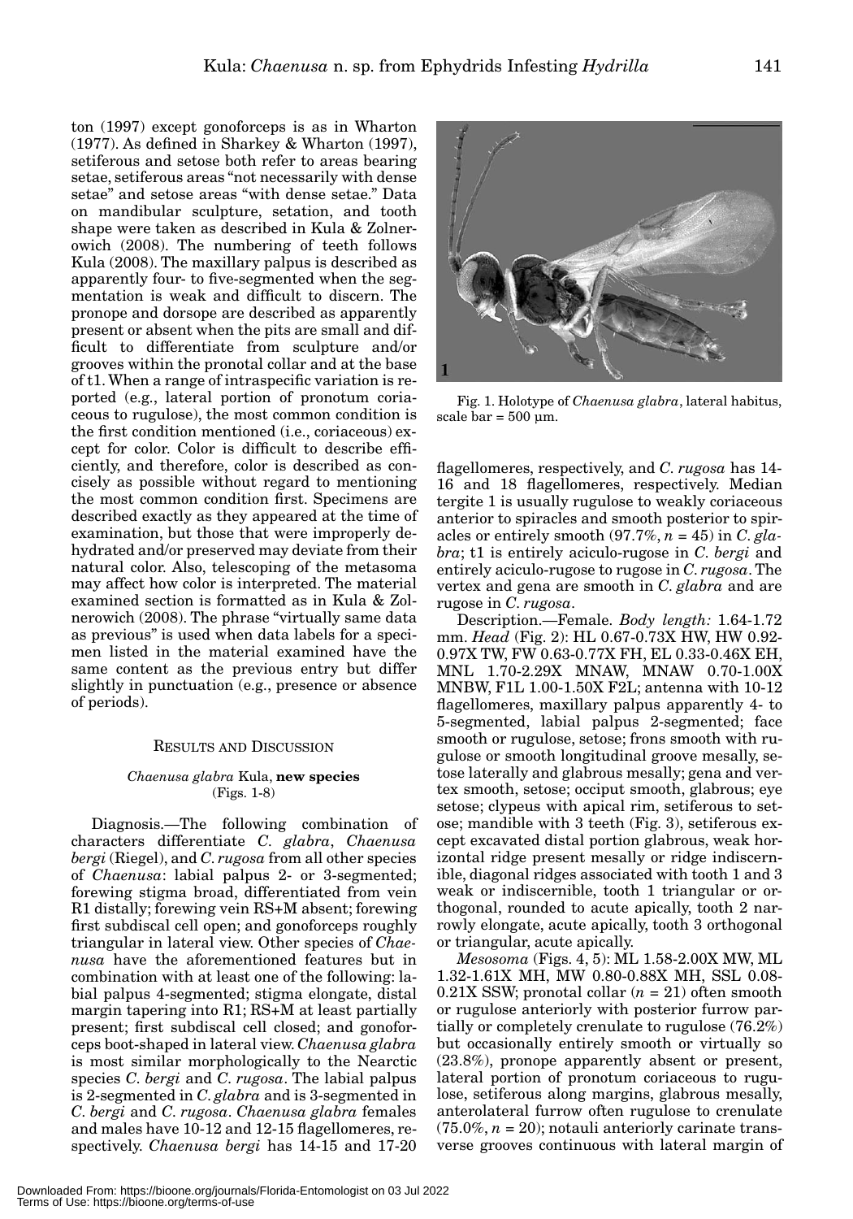ton (1997) except gonoforceps is as in Wharton (1977). As defined in Sharkey & Wharton (1997), setiferous and setose both refer to areas bearing setae, setiferous areas "not necessarily with dense setae" and setose areas "with dense setae." Data on mandibular sculpture, setation, and tooth shape were taken as described in Kula & Zolnerowich (2008). The numbering of teeth follows Kula (2008). The maxillary palpus is described as apparently four- to five-segmented when the segmentation is weak and difficult to discern. The pronope and dorsope are described as apparently present or absent when the pits are small and difficult to differentiate from sculpture and/or grooves within the pronotal collar and at the base of t1. When a range of intraspecific variation is reported (e.g., lateral portion of pronotum coriaceous to rugulose), the most common condition is the first condition mentioned (i.e., coriaceous) except for color. Color is difficult to describe efficiently, and therefore, color is described as concisely as possible without regard to mentioning the most common condition first. Specimens are described exactly as they appeared at the time of examination, but those that were improperly dehydrated and/or preserved may deviate from their natural color. Also, telescoping of the metasoma may affect how color is interpreted. The material examined section is formatted as in Kula & Zolnerowich (2008). The phrase "virtually same data as previous" is used when data labels for a specimen listed in the material examined have the same content as the previous entry but differ slightly in punctuation (e.g., presence or absence of periods).

## Results and Discussion

### *Chaenusa glabra* Kula, new species (Figs. 1-8)

Diagnosis.—The following combination of characters differentiate *C. glabra*, *Chaenusa bergi* (Riegel), and *C. rugosa* from all other species of *Chaenusa*: labial palpus 2- or 3-segmented; forewing stigma broad, differentiated from vein R1 distally; forewing vein RS+M absent; forewing first subdiscal cell open; and gonoforceps roughly triangular in lateral view. Other species of *Chaenusa* have the aforementioned features but in combination with at least one of the following: labial palpus 4-segmented; stigma elongate, distal margin tapering into R1; RS+M at least partially present; first subdiscal cell closed; and gonoforceps boot-shaped in lateral view. *Chaenusa glabra* is most similar morphologically to the Nearctic species *C. bergi* and *C. rugosa*. The labial palpus is 2-segmented in *C. glabra* and is 3-segmented in *C. bergi* and *C. rugosa*. *Chaenusa glabra* females and males have 10-12 and 12-15 flagellomeres, respectively. *Chaenusa bergi* has 14-15 and 17-20 flagellomeres, respectively, and *C. rugosa* has 14-16 and 18 flagellomeres, respectively. Median tergite 1 is usually rugulose to weakly coriaceous anterior to spiracles and smooth posterior to spiracles or entirely smooth (97.7%, $n = 45$) in *C. glabra*; t1 is entirely aciculo-rugose in *C. bergi* and entirely aciculo-rugose to rugose in *C. rugosa*. The vertex and gena are smooth in *C. glabra* and are rugose in *C. rugosa*.

Fig. 1. Holotype of *Chaenusa glabra*, lateral habitus, scale bar = 500 µm.

Description.—Female. *Body length:* 1.64-1.72 mm. *Head* (Fig. 2): HL 0.67-0.73X HW, HW 0.92-0.97X TW, FW 0.63-0.77X FH, EL 0.33-0.46X EH, MNL 1.70-2.29X MNAW, MNAW 0.70-1.00X MNBW, F1L 1.00-1.50X F2L; antenna with 10-12 flagellomeres, maxillary palpus apparently 4- to 5-segmented, labial palpus 2-segmented; face smooth or rugulose, setose; frons smooth with rugulose or smooth longitudinal groove mesally, setose laterally and glabrous mesally; gena and vertex smooth, setose; occiput smooth, glabrous; eye setose; clypeus with apical rim, setiferous to setose; mandible with 3 teeth (Fig. 3), setiferous except excavated distal portion glabrous, weak horizontal ridge present mesally or ridge indiscernible, diagonal ridges associated with tooth 1 and 3 weak or indiscernible, tooth 1 triangular or orthogonal, rounded to acute apically, tooth 2 narrowly elongate, acute apically, tooth 3 orthogonal or triangular, acute apically.

*Mesosoma* (Figs. 4, 5): ML 1.58-2.00X MW, ML 1.32-1.61X MH, MW 0.80-0.88X MH, SSL 0.08-0.21X SSW; pronotal collar ($n = 21$) often smooth or rugulose anteriorly with posterior furrow partially or completely crenulate to rugulose (76.2%) but occasionally entirely smooth or virtually so (23.8%), pronope apparently absent or present, lateral portion of pronotum coriaceous to rugulose, setiferous along margins, glabrous mesally, anterolateral furrow often rugulose to crenulate (75.0%, $n = 20$); notauli anteriorly carinate transverse grooves continuous with lateral margin of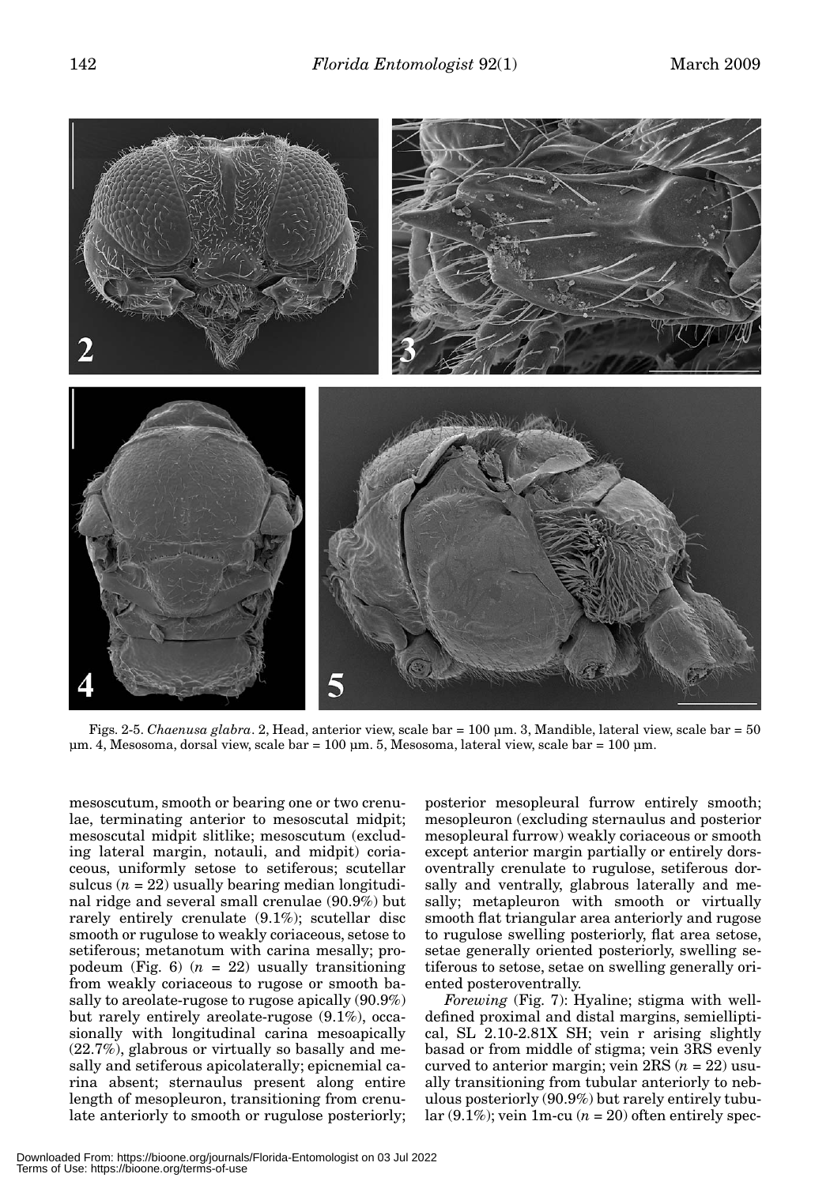Figs. 2-5. *Chaenusa glabra*. 2, Head, anterior view, scale bar = 100 µm. 3, Mandible, lateral view, scale bar = 50 µm. 4, Mesosoma, dorsal view, scale bar = 100 µm. 5, Mesosoma, lateral view, scale bar = 100 µm.

mesoscutum, smooth or bearing one or two crenulae, terminating anterior to mesoscutal midpit; mesoscutal midpit slitlike; mesoscutum (excluding lateral margin, notauli, and midpit) coriaceous, uniformly setose to setiferous; scutellar sulcus ($n$ = 22) usually bearing median longitudinal ridge and several small crenulae (90.9%) but rarely entirely crenulate (9.1%); scutellar disc smooth or rugulose to weakly coriaceous, setose to setiferous; metanotum with carina mesally; propodeum (Fig. 6) ($n$ = 22) usually transitioning from weakly coriaceous to rugose or smooth basally to areolate-rugose to rugose apically (90.9%) but rarely entirely areolate-rugose (9.1%), occasionally with longitudinal carina mesoapically (22.7%), glabrous or virtually so basally and mesally and setiferous apicolaterally; epicnemial carina absent; sternaulus present along entire length of mesopleuron, transitioning from crenulate anteriorly to smooth or rugulose posteriorly; posterior mesopleural furrow entirely smooth; mesopleuron (excluding sternaulus and posterior mesopleural furrow) weakly coriaceous or smooth except anterior margin partially or entirely dorsoventrally crenulate to rugulose, setiferous dorsally and ventrally, glabrous laterally and mesally; metapleuron with smooth or virtually smooth flat triangular area anteriorly and rugose to rugulose swelling posteriorly, flat area setose, setae generally oriented posteriorly, swelling setiferous to setose, setae on swelling generally oriented posteroventrally.

*Forewing* (Fig. 7): Hyaline; stigma with well-defined proximal and distal margins, semielliptical, SL 2.10-2.81X SH; vein r arising slightly basad or from middle of stigma; vein 3RS evenly curved to anterior margin; vein 2RS ($n$ = 22) usually transitioning from tubular anteriorly to nebulous posteriorly (90.9%) but rarely entirely tubular (9.1%); vein 1m-cu ($n$ = 20) often entirely spec-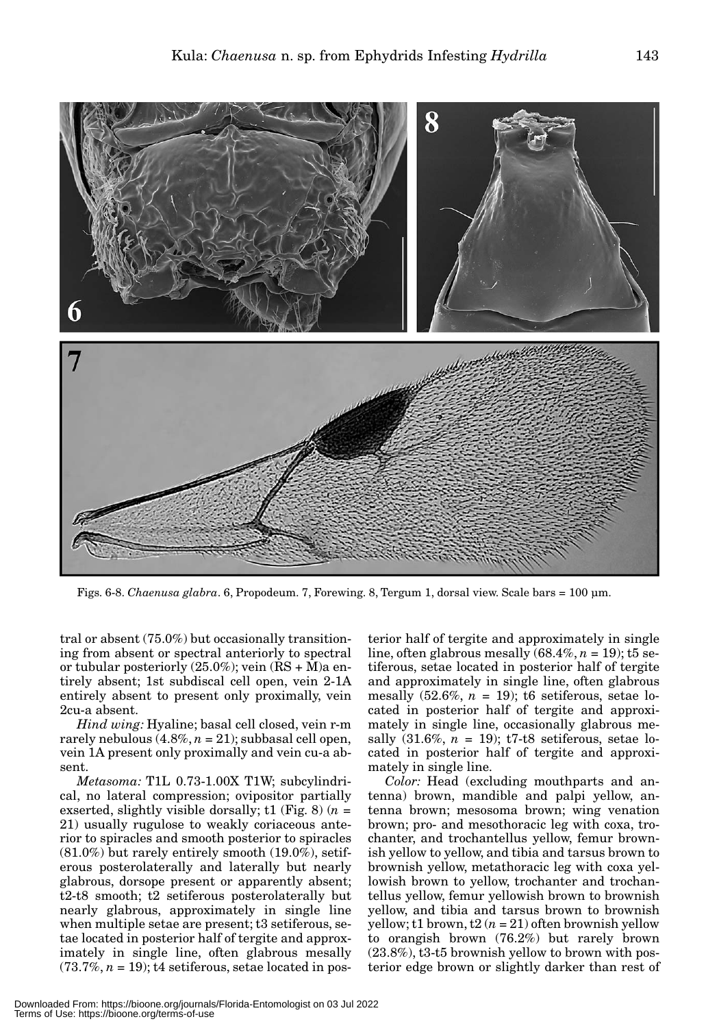Figs. 6-8. *Chaenusa glabra*. 6, Propodeum. 7, Forewing. 8, Tergum 1, dorsal view. Scale bars = 100 µm.

tral or absent (75.0%) but occasionally transitioning from absent or spectral anteriorly to spectral or tubular posteriorly (25.0%); vein (RS + M)a entirely absent; 1st subdiscal cell open, vein 2-1A entirely absent to present only proximally, vein 2cu-a absent.

*Hind wing:* Hyaline; basal cell closed, vein r-m rarely nebulous (4.8%, $n = 21$); subbasal cell open, vein 1A present only proximally and vein cu-a absent.

*Metasoma:* T1L 0.73-1.00X T1W; subcylindrical, no lateral compression; ovipositor partially exserted, slightly visible dorsally; t1 (Fig. 8) ($n = 21$) usually rugulose to weakly coriaceous anterior to spiracles and smooth posterior to spiracles (81.0%) but rarely entirely smooth (19.0%), setiferous posterolaterally and laterally but nearly glabrous, dorsope present or apparently absent; t2-t8 smooth; t2 setiferous posterolaterally but nearly glabrous, approximately in single line when multiple setae are present; t3 setiferous, setae located in posterior half of tergite and approximately in single line, often glabrous mesally (73.7%, $n = 19$); t4 setiferous, setae located in posterior half of tergite and approximately in single line, often glabrous mesally (68.4%, $n = 19$); t5 setiferous, setae located in posterior half of tergite and approximately in single line, often glabrous mesally (52.6%, $n = 19$); t6 setiferous, setae located in posterior half of tergite and approximately in single line, occasionally glabrous mesally (31.6%, $n = 19$); t7-t8 setiferous, setae located in posterior half of tergite and approximately in single line.

*Color:* Head (excluding mouthparts and antenna) brown, mandible and palpi yellow, antenna brown; mesosoma brown; wing venation brown; pro- and mesothoracic leg with coxa, trochanter, and trochantellus yellow, femur brownish yellow to yellow, and tibia and tarsus brown to brownish yellow, metathoracic leg with coxa yellowish brown to yellow, trochanter and trochantellus yellow, femur yellowish brown to brownish yellow, and tibia and tarsus brown to brownish yellow; t1 brown, t2 ($n = 21$) often brownish yellow to orangish brown (76.2%) but rarely brown (23.8%), t3-t5 brownish yellow to brown with posterior edge brown or slightly darker than rest of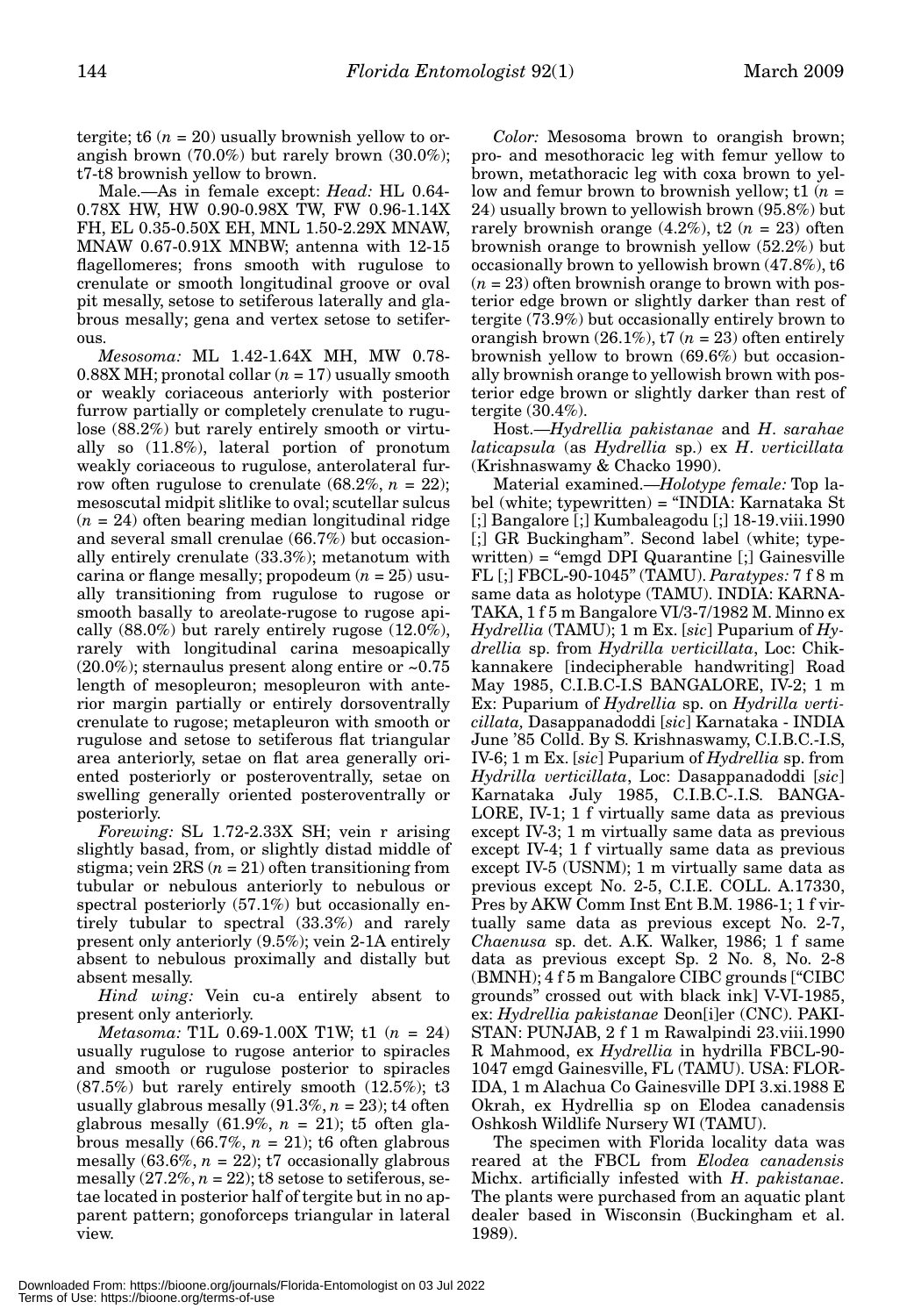tergite; t6 ($n$ = 20) usually brownish yellow to orangish brown (70.0%) but rarely brown (30.0%); t7-t8 brownish yellow to brown.

Male.—As in female except: *Head:* HL 0.64-0.78X HW, HW 0.90-0.98X TW, FW 0.96-1.14X FH, EL 0.35-0.50X EH, MNL 1.50-2.29X MNAW, MNAW 0.67-0.91X MNBW; antenna with 12-15 flagellomeres; frons smooth with rugulose to crenulate or smooth longitudinal groove or oval pit mesally, setose to setiferous laterally and glabrous mesally; gena and vertex setose to setiferous.

*Mesosoma:* ML 1.42-1.64X MH, MW 0.78-0.88X MH; pronotal collar ($n$ = 17) usually smooth or weakly coriaceous anteriorly with posterior furrow partially or completely crenulate to rugulose (88.2%) but rarely entirely smooth or virtually so (11.8%), lateral portion of pronotum weakly coriaceous to rugulose, anterolateral furrow often rugulose to crenulate (68.2%, $n$ = 22); mesoscutal midpit slitlike to oval; scutellar sulcus ($n$ = 24) often bearing median longitudinal ridge and several small crenulae (66.7%) but occasionally entirely crenulate (33.3%); metanotum with carina or flange mesally; propodeum ($n$ = 25) usually transitioning from rugulose to rugose or smooth basally to areolate-rugose to rugose apically (88.0%) but rarely entirely rugose (12.0%), rarely with longitudinal carina mesoapically (20.0%); sternaulus present along entire or ~0.75 length of mesopleuron; mesopleuron with anterior margin partially or entirely dorsoventrally crenulate to rugose; metapleuron with smooth or rugulose and setose to setiferous flat triangular area anteriorly, setae on flat area generally oriented posteriorly or posteroventrally, setae on swelling generally oriented posteroventrally or posteriorly.

*Forewing:* SL 1.72-2.33X SH; vein r arising slightly basad, from, or slightly distad middle of stigma; vein 2RS ($n$ = 21) often transitioning from tubular or nebulous anteriorly to nebulous or spectral posteriorly (57.1%) but occasionally entirely tubular to spectral (33.3%) and rarely present only anteriorly (9.5%); vein 2-1A entirely absent to nebulous proximally and distally but absent mesally.

*Hind wing:* Vein cu-a entirely absent to present only anteriorly.

*Metasoma:* T1L 0.69-1.00X T1W; t1 ($n$ = 24) usually rugulose to rugose anterior to spiracles and smooth or rugulose posterior to spiracles (87.5%) but rarely entirely smooth (12.5%); t3 usually glabrous mesally (91.3%, $n$ = 23); t4 often glabrous mesally (61.9%, $n$ = 21); t5 often glabrous mesally (66.7%, $n$ = 21); t6 often glabrous mesally (63.6%, $n$ = 22); t7 occasionally glabrous mesally (27.2%, $n$ = 22); t8 setose to setiferous, setae located in posterior half of tergite but in no apparent pattern; gonoforceps triangular in lateral view.

*Color:* Mesosoma brown to orangish brown; pro- and mesothoracic leg with femur yellow to brown, metathoracic leg with coxa brown to yellow and femur brown to brownish yellow; t1 ($n$ = 24) usually brown to yellowish brown (95.8%) but rarely brownish orange (4.2%), t2 ($n$ = 23) often brownish orange to brownish yellow (52.2%) but occasionally brown to yellowish brown (47.8%), t6 ($n$ = 23) often brownish orange to brown with posterior edge brown or slightly darker than rest of tergite (73.9%) but occasionally entirely brown to orangish brown (26.1%), t7 ($n$ = 23) often entirely brownish yellow to brown (69.6%) but occasionally brownish orange to yellowish brown with posterior edge brown or slightly darker than rest of tergite (30.4%).

Host.—*Hydrellia pakistanae* and *H. sarahae laticapsula* (as *Hydrellia* sp.) ex *H. verticillata* (Krishnaswamy & Chacko 1990).

Material examined.—*Holotype female:* Top label (white; typewritten) = "INDIA: Karnataka St [;] Bangalore [;] Kumbaleagodu [;] 18-19.viii.1990 [;] GR Buckingham". Second label (white; typewritten) = "emgd DPI Quarantine [;] Gainesville FL [;] FBCL-90-1045" (TAMU). *Paratypes:* 7 f 8 m same data as holotype (TAMU). INDIA: KARNATAKA, 1 f 5 m Bangalore VI/3-7/1982 M. Minno ex *Hydrellia* (TAMU); 1 m Ex. [*sic*] Puparium of *Hydrellia* sp. from *Hydrilla verticillata*, Loc: Chikkannakere [indecipherable handwriting] Road May 1985, C.I.B.C-I.S BANGALORE, IV-2; 1 m Ex: Puparium of *Hydrellia* sp. on *Hydrilla verticillata,* Dasappanadoddi [*sic*] Karnataka - INDIA June '85 Colld. By S. Krishnaswamy, C.I.B.C.-I.S, IV-6; 1 m Ex. [*sic*] Puparium of *Hydrellia* sp. from *Hydrilla verticillata*, Loc: Dasappanadoddi [*sic*] Karnataka July 1985, C.I.B.C-.I.S. BANGALORE, IV-1; 1 f virtually same data as previous except IV-3; 1 m virtually same data as previous except IV-4; 1 f virtually same data as previous except IV-5 (USNM); 1 m virtually same data as previous except No. 2-5, C.I.E. COLL. A.17330, Pres by AKW Comm Inst Ent B.M. 1986-1; 1 f virtually same data as previous except No. 2-7, *Chaenusa* sp. det. A.K. Walker, 1986; 1 f same data as previous except Sp. 2 No. 8, No. 2-8 (BMNH); 4 f 5 m Bangalore CIBC grounds ["CIBC grounds" crossed out with black ink] V-VI-1985, ex: *Hydrellia pakistanae* Deon[i]er (CNC). PAKISTAN: PUNJAB, 2 f 1 m Rawalpindi 23.viii.1990 R Mahmood, ex *Hydrellia* in hydrilla FBCL-90-1047 emgd Gainesville, FL (TAMU). USA: FLORIDA, 1 m Alachua Co Gainesville DPI 3.xi.1988 E Okrah, ex Hydrellia sp on Elodea canadensis Oshkosh Wildlife Nursery WI (TAMU).

The specimen with Florida locality data was reared at the FBCL from *Elodea canadensis* Michx. artificially infested with *H. pakistanae*. The plants were purchased from an aquatic plant dealer based in Wisconsin (Buckingham et al. 1989).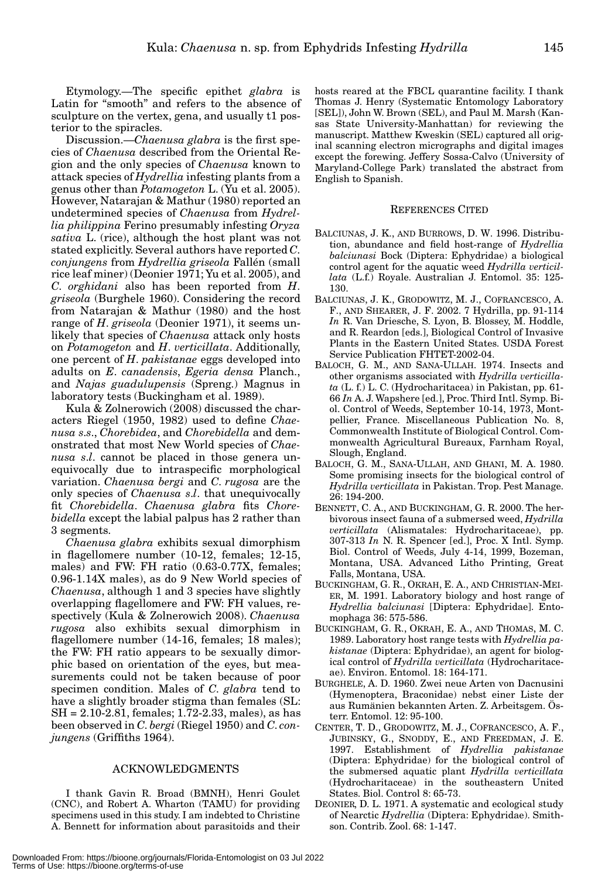Etymology.—The specific epithet *glabra* is Latin for "smooth" and refers to the absence of sculpture on the vertex, gena, and usually t1 posterior to the spiracles.

Discussion.—*Chaenusa glabra* is the first species of *Chaenusa* described from the Oriental Region and the only species of *Chaenusa* known to attack species of *Hydrellia* infesting plants from a genus other than *Potamogeton* L. (Yu et al. 2005). However, Natarajan & Mathur (1980) reported an undetermined species of *Chaenusa* from *Hydrellia philippina* Ferino presumably infesting *Oryza sativa* L. (rice), although the host plant was not stated explicitly. Several authors have reported *C. conjungens* from *Hydrellia griseola* Fallén (small rice leaf miner) (Deonier 1971; Yu et al. 2005), and *C. orghidani* also has been reported from *H. griseola* (Burghele 1960). Considering the record from Natarajan & Mathur (1980) and the host range of *H. griseola* (Deonier 1971), it seems unlikely that species of *Chaenusa* attack only hosts on *Potamogeton* and *H. verticillata*. Additionally, one percent of *H. pakistanae* eggs developed into adults on *E. canadensis*, *Egeria densa* Planch., and *Najas guadulupensis* (Spreng.) Magnus in laboratory tests (Buckingham et al. 1989).

Kula & Zolnerowich (2008) discussed the characters Riegel (1950, 1982) used to define *Chaenusa s.s.*, *Chorebidea*, and *Chorebidella* and demonstrated that most New World species of *Chaenusa s.l.* cannot be placed in those genera unequivocally due to intraspecific morphological variation. *Chaenusa bergi* and *C. rugosa* are the only species of *Chaenusa s.l.* that unequivocally fit *Chorebidella*. *Chaenusa glabra* fits *Chorebidella* except the labial palpus has 2 rather than 3 segments.

*Chaenusa glabra* exhibits sexual dimorphism in flagellomere number (10-12, females; 12-15, males) and FW: FH ratio (0.63-0.77X, females; 0.96-1.14X males), as do 9 New World species of *Chaenusa*, although 1 and 3 species have slightly overlapping flagellomere and FW: FH values, respectively (Kula & Zolnerowich 2008). *Chaenusa rugosa* also exhibits sexual dimorphism in flagellomere number (14-16, females; 18 males); the FW: FH ratio appears to be sexually dimorphic based on orientation of the eyes, but measurements could not be taken because of poor specimen condition. Males of *C. glabra* tend to have a slightly broader stigma than females (SL: SH = 2.10-2.81, females; 1.72-2.33, males), as has been observed in *C. bergi* (Riegel 1950) and *C. conjungens* (Griffiths 1964).

## ACKNOWLEDGMENTS

I thank Gavin R. Broad (BMNH), Henri Goulet (CNC), and Robert A. Wharton (TAMU) for providing specimens used in this study. I am indebted to Christine A. Bennett for information about parasitoids and their hosts reared at the FBCL quarantine facility. I thank Thomas J. Henry (Systematic Entomology Laboratory [SEL]), John W. Brown (SEL), and Paul M. Marsh (Kansas State University-Manhattan) for reviewing the manuscript. Matthew Kweskin (SEL) captured all original scanning electron micrographs and digital images except the forewing. Jeffery Sossa-Calvo (University of Maryland-College Park) translated the abstract from English to Spanish.

## REFERENCES CITED

BALCIUNAS, J. K., AND BURROWS, D. W. 1996. Distribution, abundance and field host-range of *Hydrellia balciunasi* Bock (Diptera: Ephydridae) a biological control agent for the aquatic weed *Hydrilla verticillata* (L.f.) Royale. Australian J. Entomol. 35: 125-130.

BALCIUNAS, J. K., GRODOWITZ, M. J., COFRANCESCO, A. F., AND SHEARER, J. F. 2002. 7 Hydrilla, pp. 91-114 *In* R. Van Driesche, S. Lyon, B. Blossey, M. Hoddle, and R. Reardon [eds.], Biological Control of Invasive Plants in the Eastern United States. USDA Forest Service Publication FHTET-2002-04.

BALOCH, G. M., AND SANA-ULLAH. 1974. Insects and other organisms associated with *Hydrilla verticillata* (L. f.) L. C. (Hydrocharitacea) in Pakistan, pp. 61-66 *In* A. J. Wapshere [ed.], Proc. Third Intl. Symp. Biol. Control of Weeds, September 10-14, 1973, Montpellier, France. Miscellaneous Publication No. 8, Commonwealth Institute of Biological Control. Commonwealth Agricultural Bureaux, Farnham Royal, Slough, England.

BALOCH, G. M., SANA-ULLAH, AND GHANI, M. A. 1980. Some promising insects for the biological control of *Hydrilla verticillata* in Pakistan. Trop. Pest Manage. 26: 194-200.

BENNETT, C. A., AND BUCKINGHAM, G. R. 2000. The herbivorous insect fauna of a submersed weed, *Hydrilla verticillata* (Alismatales: Hydrocharitaceae), pp. 307-313 *In* N. R. Spencer [ed.], Proc. X Intl. Symp. Biol. Control of Weeds, July 4-14, 1999, Bozeman, Montana, USA. Advanced Litho Printing, Great Falls, Montana, USA.

BUCKINGHAM, G. R., OKRAH, E. A., AND CHRISTIAN-MEIER, M. 1991. Laboratory biology and host range of *Hydrellia balciunasi* [Diptera: Ephydridae]. Entomophaga 36: 575-586.

BUCKINGHAM, G. R., OKRAH, E. A., AND THOMAS, M. C. 1989. Laboratory host range tests with *Hydrellia pakistanae* (Diptera: Ephydridae), an agent for biological control of *Hydrilla verticillata* (Hydrocharitaceae). Environ. Entomol. 18: 164-171.

BURGHELE, A. D. 1960. Zwei neue Arten von Dacnusini (Hymenoptera, Braconidae) nebst einer Liste der aus Rumänien bekannten Arten. Z. Arbeitsgem. Österr. Entomol. 12: 95-100.

CENTER, T. D., GRODOWITZ, M. J., COFRANCESCO, A. F., JUBINSKY, G., SNODDY, E., AND FREEDMAN, J. E. 1997. Establishment of *Hydrellia pakistanae* (Diptera: Ephydridae) for the biological control of the submersed aquatic plant *Hydrilla verticillata* (Hydrocharitaceae) in the southeastern United States. Biol. Control 8: 65-73.

DEONIER, D. L. 1971. A systematic and ecological study of Nearctic *Hydrellia* (Diptera: Ephydridae). Smithson. Contrib. Zool. 68: 1-147.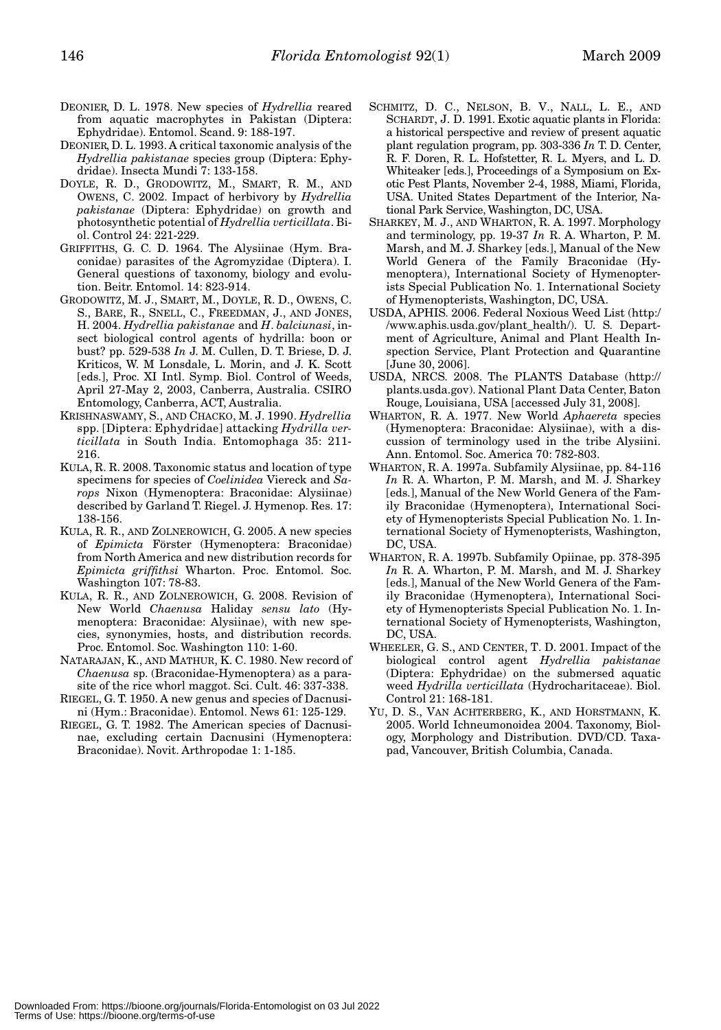DEONIER, D. L. 1978. New species of *Hydrellia* reared from aquatic macrophytes in Pakistan (Diptera: Ephydridae). Entomol. Scand. 9: 188-197.

DEONIER, D. L. 1993. A critical taxonomic analysis of the *Hydrellia pakistanae* species group (Diptera: Ephydridae). Insecta Mundi 7: 133-158.

DOYLE, R. D., GRODOWITZ, M., SMART, R. M., AND OWENS, C. 2002. Impact of herbivory by *Hydrellia pakistanae* (Diptera: Ephydridae) on growth and photosynthetic potential of *Hydrellia verticillata*. Biol. Control 24: 221-229.

GRIFFITHS, G. C. D. 1964. The Alysiinae (Hym. Braconidae) parasites of the Agromyzidae (Diptera). I. General questions of taxonomy, biology and evolution. Beitr. Entomol. 14: 823-914.

GRODOWITZ, M. J., SMART, M., DOYLE, R. D., OWENS, C. S., BARE, R., SNELL, C., FREEDMAN, J., AND JONES, H. 2004. *Hydrellia pakistanae* and *H. balciunasi*, insect biological control agents of hydrilla: boon or bust? pp. 529-538 *In* J. M. Cullen, D. T. Briese, D. J. Kriticos, W. M Lonsdale, L. Morin, and J. K. Scott [eds.], Proc. XI Intl. Symp. Biol. Control of Weeds, April 27-May 2, 2003, Canberra, Australia. CSIRO Entomology, Canberra, ACT, Australia.

KRISHNASWAMY, S., AND CHACKO, M. J. 1990. *Hydrellia* spp. [Diptera: Ephydridae] attacking *Hydrilla verticillata* in South India. Entomophaga 35: 211-216.

KULA, R. R. 2008. Taxonomic status and location of type specimens for species of *Coelinidea* Viereck and *Sarops* Nixon (Hymenoptera: Braconidae: Alysiinae) described by Garland T. Riegel. J. Hymenop. Res. 17: 138-156.

KULA, R. R., AND ZOLNEROWICH, G. 2005. A new species of *Epimicta* Förster (Hymenoptera: Braconidae) from North America and new distribution records for *Epimicta griffithsi* Wharton. Proc. Entomol. Soc. Washington 107: 78-83.

KULA, R. R., AND ZOLNEROWICH, G. 2008. Revision of New World *Chaenusa* Haliday *sensu lato* (Hymenoptera: Braconidae: Alysiinae), with new species, synonymies, hosts, and distribution records. Proc. Entomol. Soc. Washington 110: 1-60.

NATARAJAN, K., AND MATHUR, K. C. 1980. New record of *Chaenusa* sp. (Braconidae-Hymenoptera) as a parasite of the rice whorl maggot. Sci. Cult. 46: 337-338.

RIEGEL, G. T. 1950. A new genus and species of Dacnusini (Hym.: Braconidae). Entomol. News 61: 125-129.

RIEGEL, G. T. 1982. The American species of Dacnusinae, excluding certain Dacnusini (Hymenoptera: Braconidae). Novit. Arthropodae 1: 1-185.

SCHMITZ, D. C., NELSON, B. V., NALL, L. E., AND SCHARDT, J. D. 1991. Exotic aquatic plants in Florida: a historical perspective and review of present aquatic plant regulation program, pp. 303-336 *In* T. D. Center, R. F. Doren, R. L. Hofstetter, R. L. Myers, and L. D. Whiteaker [eds.], Proceedings of a Symposium on Exotic Pest Plants, November 2-4, 1988, Miami, Florida, USA. United States Department of the Interior, National Park Service, Washington, DC, USA.

SHARKEY, M. J., AND WHARTON, R. A. 1997. Morphology and terminology, pp. 19-37 *In* R. A. Wharton, P. M. Marsh, and M. J. Sharkey [eds.], Manual of the New World Genera of the Family Braconidae (Hymenoptera), International Society of Hymenopterists Special Publication No. 1. International Society of Hymenopterists, Washington, DC, USA.

USDA, APHIS. 2006. Federal Noxious Weed List (http://www.aphis.usda.gov/plant_health/). U. S. Department of Agriculture, Animal and Plant Health Inspection Service, Plant Protection and Quarantine [June 30, 2006].

USDA, NRCS. 2008. The PLANTS Database (http://plants.usda.gov). National Plant Data Center, Baton Rouge, Louisiana, USA [accessed July 31, 2008].

WHARTON, R. A. 1977. New World *Aphaereta* species (Hymenoptera: Braconidae: Alysiinae), with a discussion of terminology used in the tribe Alysiini. Ann. Entomol. Soc. America 70: 782-803.

WHARTON, R. A. 1997a. Subfamily Alysiinae, pp. 84-116 *In* R. A. Wharton, P. M. Marsh, and M. J. Sharkey [eds.], Manual of the New World Genera of the Family Braconidae (Hymenoptera), International Society of Hymenopterists Special Publication No. 1. International Society of Hymenopterists, Washington, DC, USA.

WHARTON, R. A. 1997b. Subfamily Opiinae, pp. 378-395 *In* R. A. Wharton, P. M. Marsh, and M. J. Sharkey [eds.], Manual of the New World Genera of the Family Braconidae (Hymenoptera), International Society of Hymenopterists Special Publication No. 1. International Society of Hymenopterists, Washington, DC, USA.

WHEELER, G. S., AND CENTER, T. D. 2001. Impact of the biological control agent *Hydrellia pakistanae* (Diptera: Ephydridae) on the submersed aquatic weed *Hydrilla verticillata* (Hydrocharitaceae). Biol. Control 21: 168-181.

YU, D. S., VAN ACHTERBERG, K., AND HORSTMANN, K. 2005. World Ichneumonoidea 2004. Taxonomy, Biology, Morphology and Distribution. DVD/CD. Taxapad, Vancouver, British Columbia, Canada.